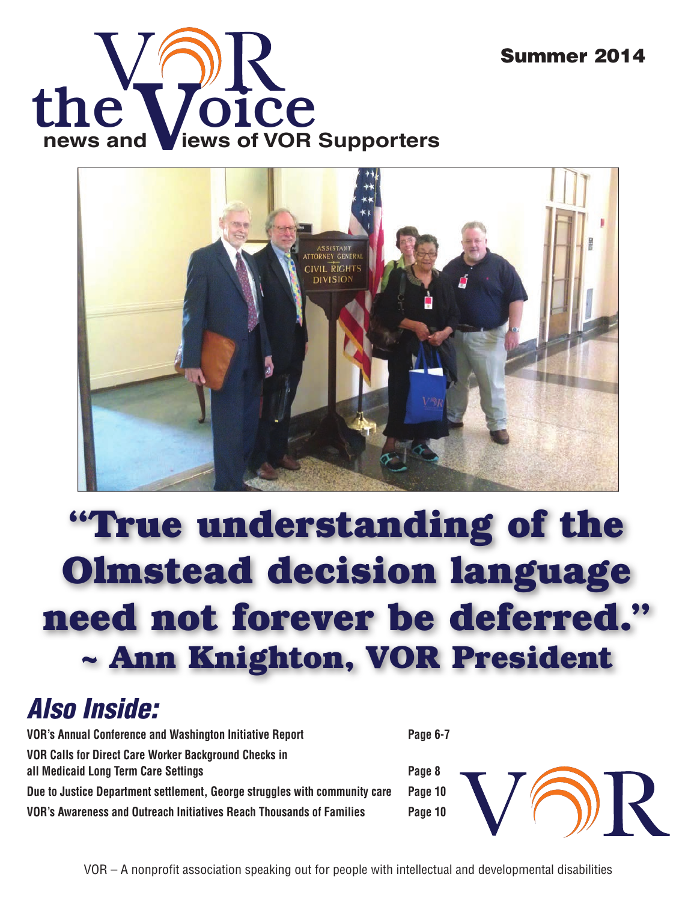# the VOR Voice

**news and Views of VOR Supporters**

**Summer 2014**

# "True understanding of the Olmstead decision language need not forever be deferred."

## ~ Ann Knighton, VOR President

## *Also Inside:*

| | |
|---|---|
| **VOR's Annual Conference and Washington Initiative Report** | **Page 6-7** |
| **VOR Calls for Direct Care Worker Background Checks in all Medicaid Long Term Care Settings** | **Page 8** |
| **Due to Justice Department settlement, George struggles with community care** | **Page 10** |
| **VOR's Awareness and Outreach Initiatives Reach Thousands of Families** | **Page 10** |

VOR – A nonprofit association speaking out for people with intellectual and developmental disabilities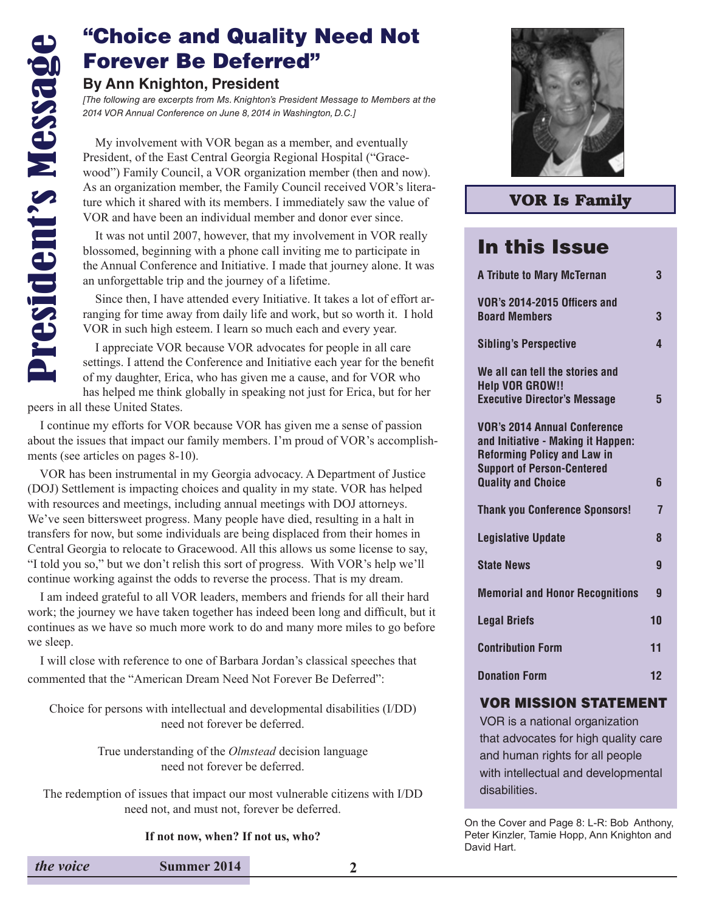# President's Message

## "Choice and Quality Need Not Forever Be Deferred"

### By Ann Knighton, President

*[The following are excerpts from Ms. Knighton's President Message to Members at the 2014 VOR Annual Conference on June 8, 2014 in Washington, D.C.]*

My involvement with VOR began as a member, and eventually President, of the East Central Georgia Regional Hospital ("Gracewood") Family Council, a VOR organization member (then and now). As an organization member, the Family Council received VOR's literature which it shared with its members. I immediately saw the value of VOR and have been an individual member and donor ever since.

It was not until 2007, however, that my involvement in VOR really blossomed, beginning with a phone call inviting me to participate in the Annual Conference and Initiative. I made that journey alone. It was an unforgettable trip and the journey of a lifetime.

Since then, I have attended every Initiative. It takes a lot of effort arranging for time away from daily life and work, but so worth it. I hold VOR in such high esteem. I learn so much each and every year.

I appreciate VOR because VOR advocates for people in all care settings. I attend the Conference and Initiative each year for the benefit of my daughter, Erica, who has given me a cause, and for VOR who has helped me think globally in speaking not just for Erica, but for her peers in all these United States.

I continue my efforts for VOR because VOR has given me a sense of passion about the issues that impact our family members. I'm proud of VOR's accomplishments (see articles on pages 8-10).

VOR has been instrumental in my Georgia advocacy. A Department of Justice (DOJ) Settlement is impacting choices and quality in my state. VOR has helped with resources and meetings, including annual meetings with DOJ attorneys. We've seen bittersweet progress. Many people have died, resulting in a halt in transfers for now, but some individuals are being displaced from their homes in Central Georgia to relocate to Gracewood. All this allows us some license to say, "I told you so," but we don't relish this sort of progress. With VOR's help we'll continue working against the odds to reverse the process. That is my dream.

I am indeed grateful to all VOR leaders, members and friends for all their hard work; the journey we have taken together has indeed been long and difficult, but it continues as we have so much more work to do and many more miles to go before we sleep.

I will close with reference to one of Barbara Jordan's classical speeches that commented that the "American Dream Need Not Forever Be Deferred":

Choice for persons with intellectual and developmental disabilities (I/DD) need not forever be deferred.

True understanding of the *Olmstead* decision language need not forever be deferred.

The redemption of issues that impact our most vulnerable citizens with I/DD need not, and must not, forever be deferred.

**If not now, when? If not us, who?**

---

**VOR Is Family**

## In this Issue

| | |
|---|---|
| A Tribute to Mary McTernan | 3 |
| VOR's 2014-2015 Officers and Board Members | 3 |
| Sibling's Perspective | 4 |
| We all can tell the stories and Help VOR GROW!! Executive Director's Message | 5 |
| VOR's 2014 Annual Conference and Initiative - Making it Happen: Reforming Policy and Law in Support of Person-Centered Quality and Choice | 6 |
| Thank you Conference Sponsors! | 7 |
| Legislative Update | 8 |
| State News | 9 |
| Memorial and Honor Recognitions | 9 |
| Legal Briefs | 10 |
| Contribution Form | 11 |
| Donation Form | 12 |

### VOR MISSION STATEMENT

VOR is a national organization that advocates for high quality care and human rights for all people with intellectual and developmental disabilities.

On the Cover and Page 8: L-R: Bob Anthony, Peter Kinzler, Tamie Hopp, Ann Knighton and David Hart.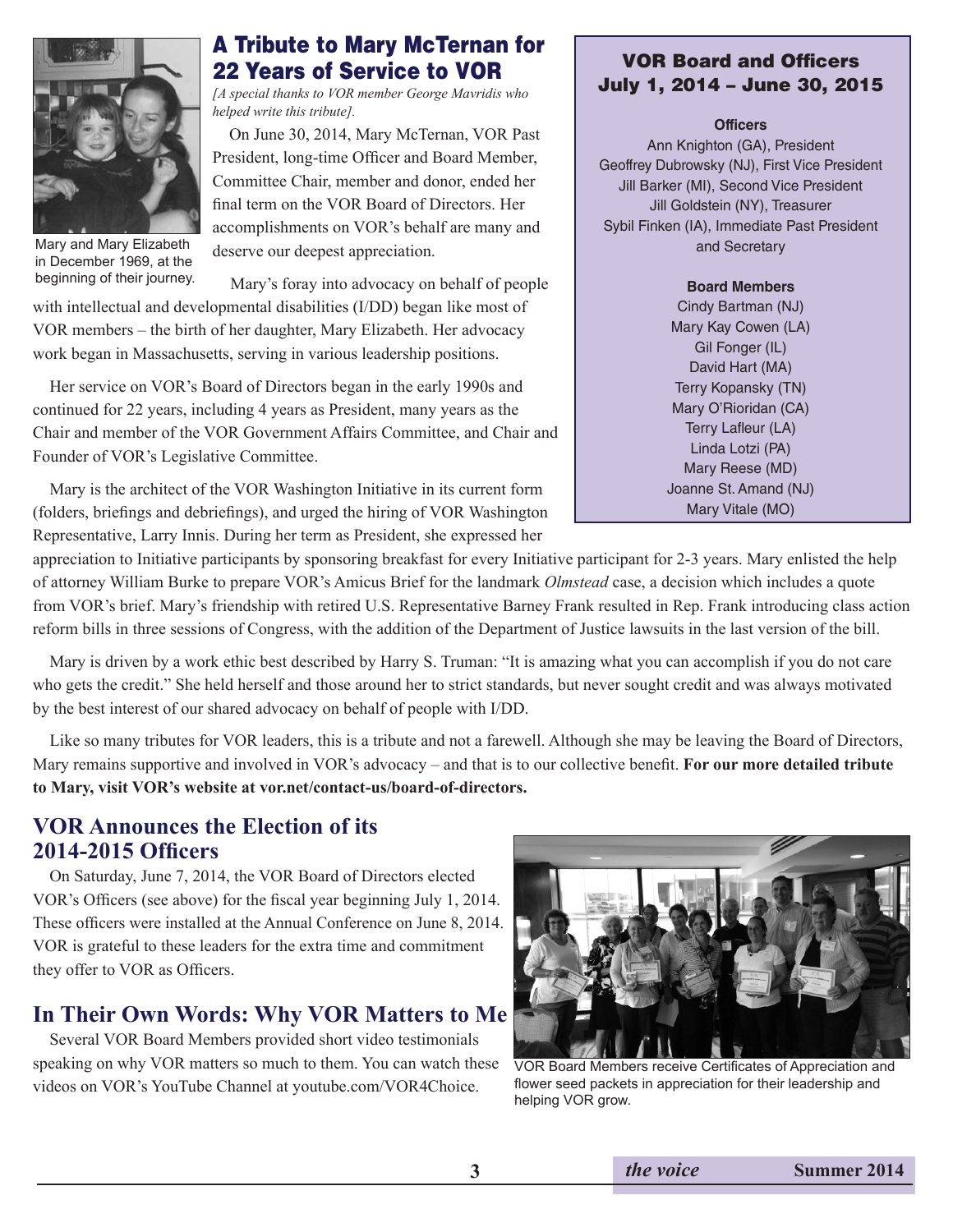## A Tribute to Mary McTernan for 22 Years of Service to VOR

*[A special thanks to VOR member George Mavridis who helped write this tribute].*

Mary and Mary Elizabeth in December 1969, at the beginning of their journey.

On June 30, 2014, Mary McTernan, VOR Past President, long-time Officer and Board Member, Committee Chair, member and donor, ended her final term on the VOR Board of Directors. Her accomplishments on VOR's behalf are many and deserve our deepest appreciation.

Mary's foray into advocacy on behalf of people with intellectual and developmental disabilities (I/DD) began like most of VOR members – the birth of her daughter, Mary Elizabeth. Her advocacy work began in Massachusetts, serving in various leadership positions.

Her service on VOR's Board of Directors began in the early 1990s and continued for 22 years, including 4 years as President, many years as the Chair and member of the VOR Government Affairs Committee, and Chair and Founder of VOR's Legislative Committee.

Mary is the architect of the VOR Washington Initiative in its current form (folders, briefings and debriefings), and urged the hiring of VOR Washington Representative, Larry Innis. During her term as President, she expressed her appreciation to Initiative participants by sponsoring breakfast for every Initiative participant for 2-3 years. Mary enlisted the help of attorney William Burke to prepare VOR's Amicus Brief for the landmark *Olmstead* case, a decision which includes a quote from VOR's brief. Mary's friendship with retired U.S. Representative Barney Frank resulted in Rep. Frank introducing class action reform bills in three sessions of Congress, with the addition of the Department of Justice lawsuits in the last version of the bill.

Mary is driven by a work ethic best described by Harry S. Truman: "It is amazing what you can accomplish if you do not care who gets the credit." She held herself and those around her to strict standards, but never sought credit and was always motivated by the best interest of our shared advocacy on behalf of people with I/DD.

Like so many tributes for VOR leaders, this is a tribute and not a farewell. Although she may be leaving the Board of Directors, Mary remains supportive and involved in VOR's advocacy – and that is to our collective benefit. **For our more detailed tribute to Mary, visit VOR's website at vor.net/contact-us/board-of-directors.**

### VOR Board and Officers July 1, 2014 – June 30, 2015

**Officers**

Ann Knighton (GA), President
Geoffrey Dubrowsky (NJ), First Vice President
Jill Barker (MI), Second Vice President
Jill Goldstein (NY), Treasurer
Sybil Finken (IA), Immediate Past President and Secretary

**Board Members**

Cindy Bartman (NJ)
Mary Kay Cowen (LA)
Gil Fonger (IL)
David Hart (MA)
Terry Kopansky (TN)
Mary O'Rioridan (CA)
Terry Lafleur (LA)
Linda Lotzi (PA)
Mary Reese (MD)
Joanne St. Amand (NJ)
Mary Vitale (MO)

## VOR Announces the Election of its 2014-2015 Officers

On Saturday, June 7, 2014, the VOR Board of Directors elected VOR's Officers (see above) for the fiscal year beginning July 1, 2014. These officers were installed at the Annual Conference on June 8, 2014. VOR is grateful to these leaders for the extra time and commitment they offer to VOR as Officers.

## In Their Own Words: Why VOR Matters to Me

Several VOR Board Members provided short video testimonials speaking on why VOR matters so much to them. You can watch these videos on VOR's YouTube Channel at youtube.com/VOR4Choice.

VOR Board Members receive Certificates of Appreciation and flower seed packets in appreciation for their leadership and helping VOR grow.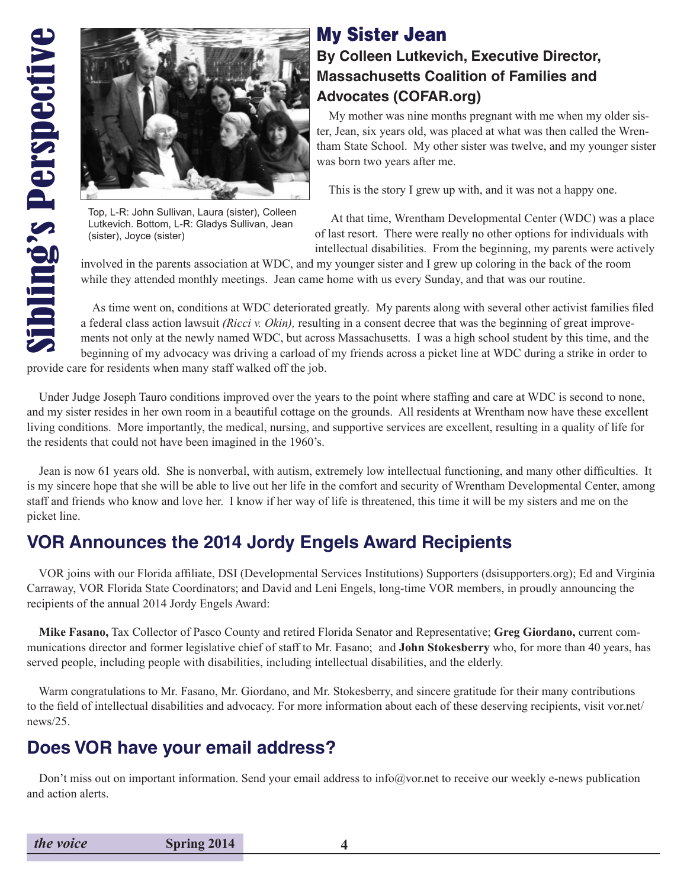Sibling's Perspective

Top, L-R: John Sullivan, Laura (sister), Colleen Lutkevich. Bottom, L-R: Gladys Sullivan, Jean (sister), Joyce (sister)

## My Sister Jean

### By Colleen Lutkevich, Executive Director, Massachusetts Coalition of Families and Advocates (COFAR.org)

My mother was nine months pregnant with me when my older sister, Jean, six years old, was placed at what was then called the Wrentham State School. My other sister was twelve, and my younger sister was born two years after me.

This is the story I grew up with, and it was not a happy one.

At that time, Wrentham Developmental Center (WDC) was a place of last resort. There were really no other options for individuals with intellectual disabilities. From the beginning, my parents were actively involved in the parents association at WDC, and my younger sister and I grew up coloring in the back of the room while they attended monthly meetings. Jean came home with us every Sunday, and that was our routine.

As time went on, conditions at WDC deteriorated greatly. My parents along with several other activist families filed a federal class action lawsuit *(Ricci v. Okin),* resulting in a consent decree that was the beginning of great improvements not only at the newly named WDC, but across Massachusetts. I was a high school student by this time, and the beginning of my advocacy was driving a carload of my friends across a picket line at WDC during a strike in order to provide care for residents when many staff walked off the job.

Under Judge Joseph Tauro conditions improved over the years to the point where staffing and care at WDC is second to none, and my sister resides in her own room in a beautiful cottage on the grounds. All residents at Wrentham now have these excellent living conditions. More importantly, the medical, nursing, and supportive services are excellent, resulting in a quality of life for the residents that could not have been imagined in the 1960's.

Jean is now 61 years old. She is nonverbal, with autism, extremely low intellectual functioning, and many other difficulties. It is my sincere hope that she will be able to live out her life in the comfort and security of Wrentham Developmental Center, among staff and friends who know and love her. I know if her way of life is threatened, this time it will be my sisters and me on the picket line.

## VOR Announces the 2014 Jordy Engels Award Recipients

VOR joins with our Florida affiliate, DSI (Developmental Services Institutions) Supporters (dsisupporters.org); Ed and Virginia Carraway, VOR Florida State Coordinators; and David and Leni Engels, long-time VOR members, in proudly announcing the recipients of the annual 2014 Jordy Engels Award:

**Mike Fasano,** Tax Collector of Pasco County and retired Florida Senator and Representative; **Greg Giordano,** current communications director and former legislative chief of staff to Mr. Fasano; and **John Stokesberry** who, for more than 40 years, has served people, including people with disabilities, including intellectual disabilities, and the elderly.

Warm congratulations to Mr. Fasano, Mr. Giordano, and Mr. Stokesberry, and sincere gratitude for their many contributions to the field of intellectual disabilities and advocacy. For more information about each of these deserving recipients, visit vor.net/news/25.

## Does VOR have your email address?

Don't miss out on important information. Send your email address to info@vor.net to receive our weekly e-news publication and action alerts.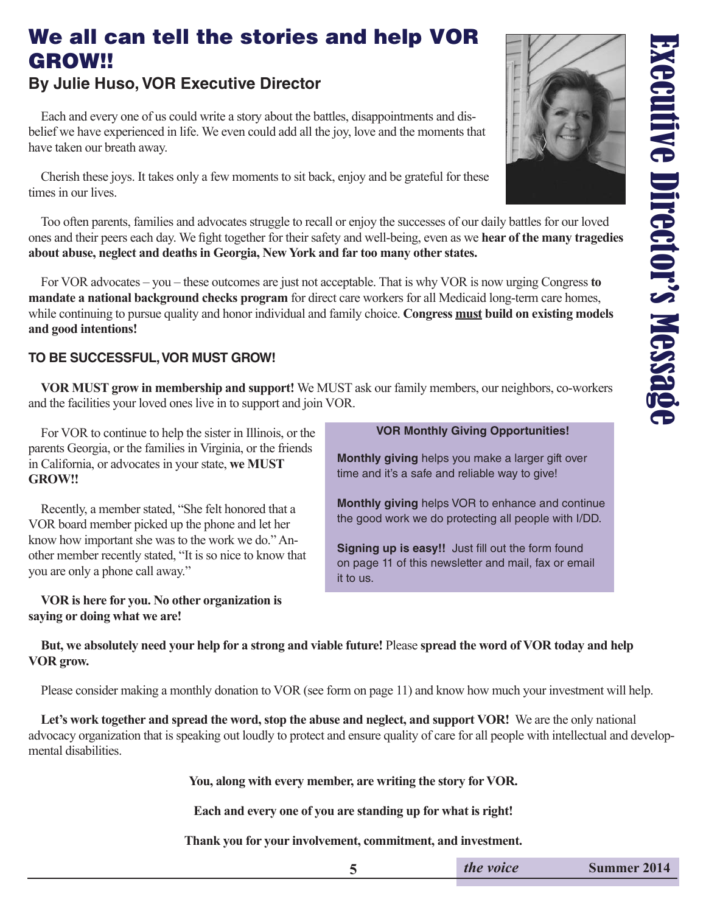# We all can tell the stories and help VOR GROW!!

### By Julie Huso, VOR Executive Director

Each and every one of us could write a story about the battles, disappointments and disbelief we have experienced in life. We even could add all the joy, love and the moments that have taken our breath away.

Cherish these joys. It takes only a few moments to sit back, enjoy and be grateful for these times in our lives.

Too often parents, families and advocates struggle to recall or enjoy the successes of our daily battles for our loved ones and their peers each day. We fight together for their safety and well-being, even as we **hear of the many tragedies about abuse, neglect and deaths in Georgia, New York and far too many other states.**

For VOR advocates – you – these outcomes are just not acceptable. That is why VOR is now urging Congress **to mandate a national background checks program** for direct care workers for all Medicaid long-term care homes, while continuing to pursue quality and honor individual and family choice. **Congress <u>must</u> build on existing models and good intentions!**

**TO BE SUCCESSFUL, VOR MUST GROW!**

**VOR MUST grow in membership and support!** We MUST ask our family members, our neighbors, co-workers and the facilities your loved ones live in to support and join VOR.

For VOR to continue to help the sister in Illinois, or the parents Georgia, or the families in Virginia, or the friends in California, or advocates in your state, **we MUST GROW!!**

Recently, a member stated, "She felt honored that a VOR board member picked up the phone and let her know how important she was to the work we do." Another member recently stated, "It is so nice to know that you are only a phone call away."

**VOR is here for you. No other organization is saying or doing what we are!**

> **VOR Monthly Giving Opportunities!**
>
> **Monthly giving** helps you make a larger gift over time and it's a safe and reliable way to give!
>
> **Monthly giving** helps VOR to enhance and continue the good work we do protecting all people with I/DD.
>
> **Signing up is easy!!** Just fill out the form found on page 11 of this newsletter and mail, fax or email it to us.

**But, we absolutely need your help for a strong and viable future!** Please **spread the word of VOR today and help VOR grow.**

Please consider making a monthly donation to VOR (see form on page 11) and know how much your investment will help.

**Let's work together and spread the word, stop the abuse and neglect, and support VOR!** We are the only national advocacy organization that is speaking out loudly to protect and ensure quality of care for all people with intellectual and developmental disabilities.

**You, along with every member, are writing the story for VOR.**

**Each and every one of you are standing up for what is right!**

**Thank you for your involvement, commitment, and investment.**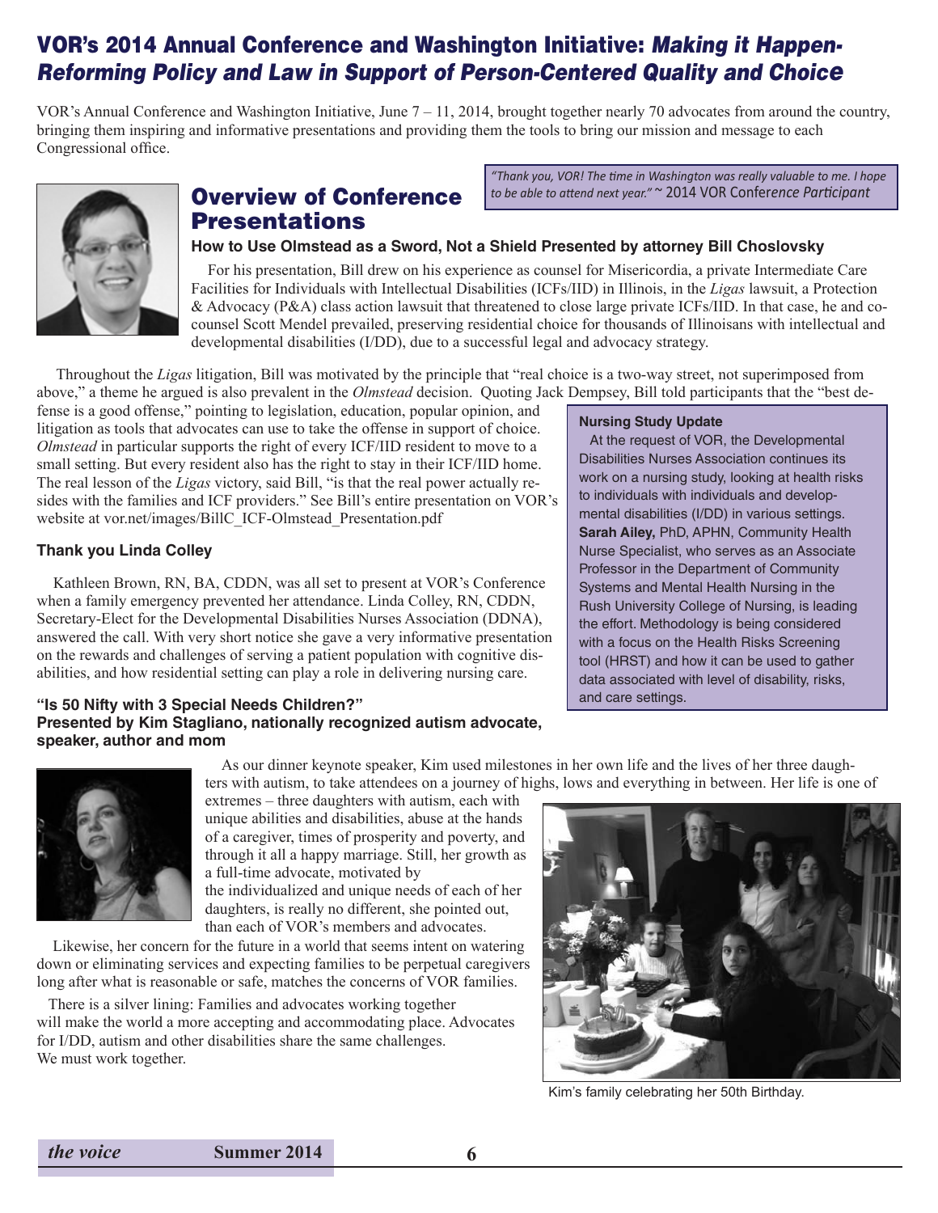# VOR's 2014 Annual Conference and Washington Initiative: *Making it Happen- Reforming Policy and Law in Support of Person-Centered Quality and Choice*

VOR's Annual Conference and Washington Initiative, June 7 – 11, 2014, brought together nearly 70 advocates from around the country, bringing them inspiring and informative presentations and providing them the tools to bring our mission and message to each Congressional office.

> *"Thank you, VOR! The time in Washington was really valuable to me. I hope to be able to attend next year."* ~ 2014 VOR Conference Participant

## Overview of Conference Presentations

### How to Use Olmstead as a Sword, Not a Shield Presented by attorney Bill Choslovsky

For his presentation, Bill drew on his experience as counsel for Misericordia, a private Intermediate Care Facilities for Individuals with Intellectual Disabilities (ICFs/IID) in Illinois, in the *Ligas* lawsuit, a Protection & Advocacy (P&A) class action lawsuit that threatened to close large private ICFs/IID. In that case, he and co-counsel Scott Mendel prevailed, preserving residential choice for thousands of Illinoisans with intellectual and developmental disabilities (I/DD), due to a successful legal and advocacy strategy.

Throughout the *Ligas* litigation, Bill was motivated by the principle that "real choice is a two-way street, not superimposed from above," a theme he argued is also prevalent in the *Olmstead* decision. Quoting Jack Dempsey, Bill told participants that the "best defense is a good offense," pointing to legislation, education, popular opinion, and litigation as tools that advocates can use to take the offense in support of choice. *Olmstead* in particular supports the right of every ICF/IID resident to move to a small setting. But every resident also has the right to stay in their ICF/IID home. The real lesson of the *Ligas* victory, said Bill, "is that the real power actually resides with the families and ICF providers." See Bill's entire presentation on VOR's website at vor.net/images/BillC_ICF-Olmstead_Presentation.pdf

### Thank you Linda Colley

Kathleen Brown, RN, BA, CDDN, was all set to present at VOR's Conference when a family emergency prevented her attendance. Linda Colley, RN, CDDN, Secretary-Elect for the Developmental Disabilities Nurses Association (DDNA), answered the call. With very short notice she gave a very informative presentation on the rewards and challenges of serving a patient population with cognitive disabilities, and how residential setting can play a role in delivering nursing care.

> **Nursing Study Update**
>
> At the request of VOR, the Developmental Disabilities Nurses Association continues its work on a nursing study, looking at health risks to individuals with individuals and developmental disabilities (I/DD) in various settings. **Sarah Ailey,** PhD, APHN, Community Health Nurse Specialist, who serves as an Associate Professor in the Department of Community Systems and Mental Health Nursing in the Rush University College of Nursing, is leading the effort. Methodology is being considered with a focus on the Health Risks Screening tool (HRST) and how it can be used to gather data associated with level of disability, risks, and care settings.

### "Is 50 Nifty with 3 Special Needs Children?" Presented by Kim Stagliano, nationally recognized autism advocate, speaker, author and mom

As our dinner keynote speaker, Kim used milestones in her own life and the lives of her three daughters with autism, to take attendees on a journey of highs, lows and everything in between. Her life is one of extremes – three daughters with autism, each with unique abilities and disabilities, abuse at the hands of a caregiver, times of prosperity and poverty, and through it all a happy marriage. Still, her growth as a full-time advocate, motivated by the individualized and unique needs of each of her daughters, is really no different, she pointed out, than each of VOR's members and advocates.

Likewise, her concern for the future in a world that seems intent on watering down or eliminating services and expecting families to be perpetual caregivers long after what is reasonable or safe, matches the concerns of VOR families.

There is a silver lining: Families and advocates working together will make the world a more accepting and accommodating place. Advocates for I/DD, autism and other disabilities share the same challenges. We must work together.

Kim's family celebrating her 50th Birthday.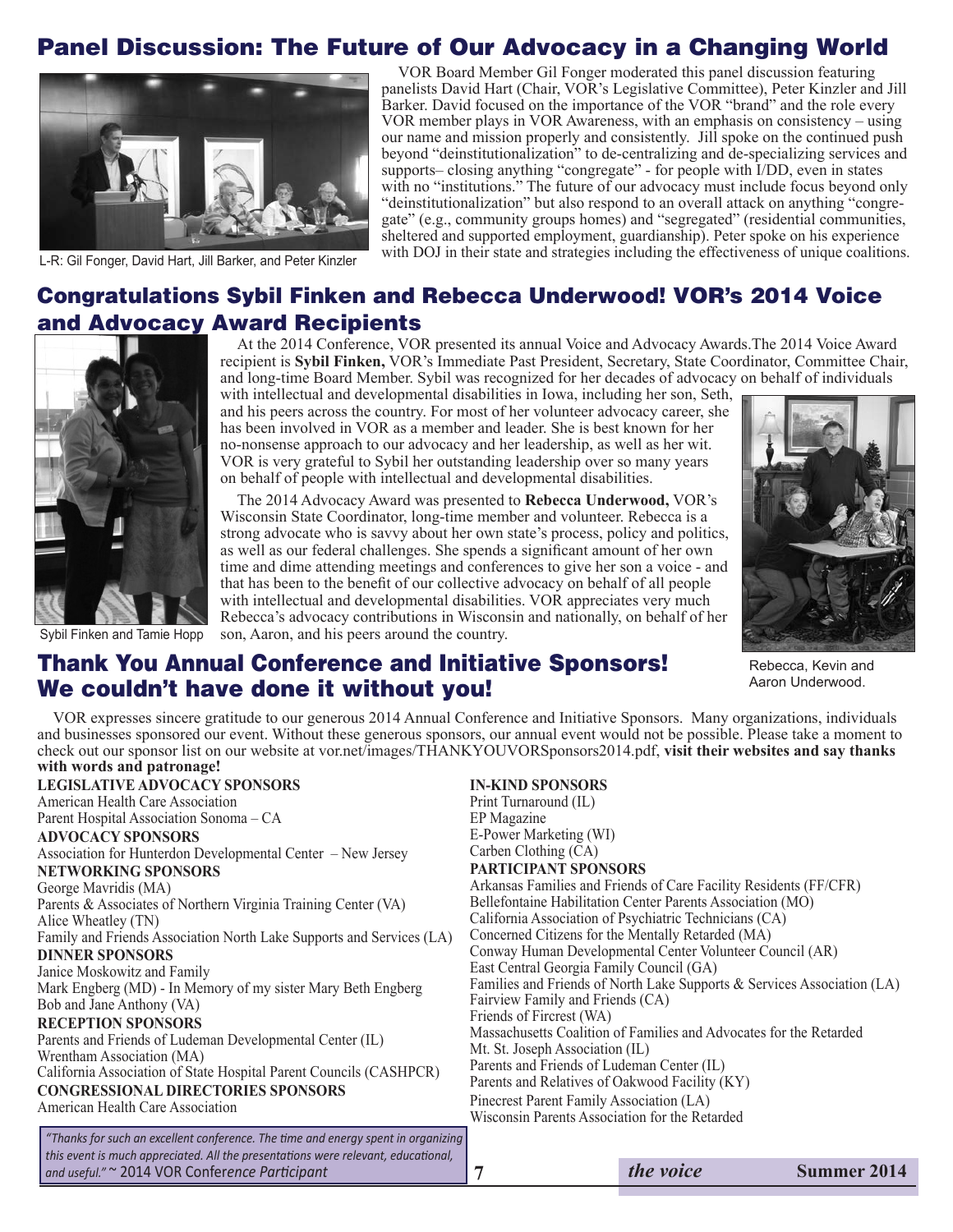# Panel Discussion: The Future of Our Advocacy in a Changing World

L-R: Gil Fonger, David Hart, Jill Barker, and Peter Kinzler

VOR Board Member Gil Fonger moderated this panel discussion featuring panelists David Hart (Chair, VOR's Legislative Committee), Peter Kinzler and Jill Barker. David focused on the importance of the VOR "brand" and the role every VOR member plays in VOR Awareness, with an emphasis on consistency – using our name and mission properly and consistently. Jill spoke on the continued push beyond "deinstitutionalization" to de-centralizing and de-specializing services and supports– closing anything "congregate" - for people with I/DD, even in states with no "institutions." The future of our advocacy must include focus beyond only "deinstitutionalization" but also respond to an overall attack on anything "congregate" (e.g., community groups homes) and "segregated" (residential communities, sheltered and supported employment, guardianship). Peter spoke on his experience with DOJ in their state and strategies including the effectiveness of unique coalitions.

# Congratulations Sybil Finken and Rebecca Underwood! VOR's 2014 Voice and Advocacy Award Recipients

Sybil Finken and Tamie Hopp

At the 2014 Conference, VOR presented its annual Voice and Advocacy Awards.The 2014 Voice Award recipient is **Sybil Finken,** VOR's Immediate Past President, Secretary, State Coordinator, Committee Chair, and long-time Board Member. Sybil was recognized for her decades of advocacy on behalf of individuals with intellectual and developmental disabilities in Iowa, including her son, Seth, and his peers across the country. For most of her volunteer advocacy career, she has been involved in VOR as a member and leader. She is best known for her no-nonsense approach to our advocacy and her leadership, as well as her wit. VOR is very grateful to Sybil her outstanding leadership over so many years on behalf of people with intellectual and developmental disabilities.

The 2014 Advocacy Award was presented to **Rebecca Underwood,** VOR's Wisconsin State Coordinator, long-time member and volunteer. Rebecca is a strong advocate who is savvy about her own state's process, policy and politics, as well as our federal challenges. She spends a significant amount of her own time and dime attending meetings and conferences to give her son a voice - and that has been to the benefit of our collective advocacy on behalf of all people with intellectual and developmental disabilities. VOR appreciates very much Rebecca's advocacy contributions in Wisconsin and nationally, on behalf of her son, Aaron, and his peers around the country.

Rebecca, Kevin and Aaron Underwood.

# Thank You Annual Conference and Initiative Sponsors! We couldn't have done it without you!

VOR expresses sincere gratitude to our generous 2014 Annual Conference and Initiative Sponsors. Many organizations, individuals and businesses sponsored our event. Without these generous sponsors, our annual event would not be possible. Please take a moment to check out our sponsor list on our website at vor.net/images/THANKYOUVORSponsors2014.pdf, **visit their websites and say thanks with words and patronage!**

**LEGISLATIVE ADVOCACY SPONSORS**
American Health Care Association
Parent Hospital Association Sonoma – CA

**ADVOCACY SPONSORS**
Association for Hunterdon Developmental Center – New Jersey

**NETWORKING SPONSORS**
George Mavridis (MA)
Parents & Associates of Northern Virginia Training Center (VA)
Alice Wheatley (TN)
Family and Friends Association North Lake Supports and Services (LA)

**DINNER SPONSORS**
Janice Moskowitz and Family
Mark Engberg (MD) - In Memory of my sister Mary Beth Engberg
Bob and Jane Anthony (VA)

**RECEPTION SPONSORS**
Parents and Friends of Ludeman Developmental Center (IL)
Wrentham Association (MA)
California Association of State Hospital Parent Councils (CASHPCR)

**CONGRESSIONAL DIRECTORIES SPONSORS**
American Health Care Association

**IN-KIND SPONSORS**
Print Turnaround (IL)
EP Magazine
E-Power Marketing (WI)
Carben Clothing (CA)

**PARTICIPANT SPONSORS**
Arkansas Families and Friends of Care Facility Residents (FF/CFR)
Bellefontaine Habilitation Center Parents Association (MO)
California Association of Psychiatric Technicians (CA)
Concerned Citizens for the Mentally Retarded (MA)
Conway Human Developmental Center Volunteer Council (AR)
East Central Georgia Family Council (GA)
Families and Friends of North Lake Supports & Services Association (LA)
Fairview Family and Friends (CA)
Friends of Fircrest (WA)
Massachusetts Coalition of Families and Advocates for the Retarded
Mt. St. Joseph Association (IL)
Parents and Friends of Ludeman Center (IL)
Parents and Relatives of Oakwood Facility (KY)
Pinecrest Parent Family Association (LA)
Wisconsin Parents Association for the Retarded

*"Thanks for such an excellent conference. The time and energy spent in organizing this event is much appreciated. All the presentations were relevant, educational, and useful."* ~ 2014 VOR Conference *Participant*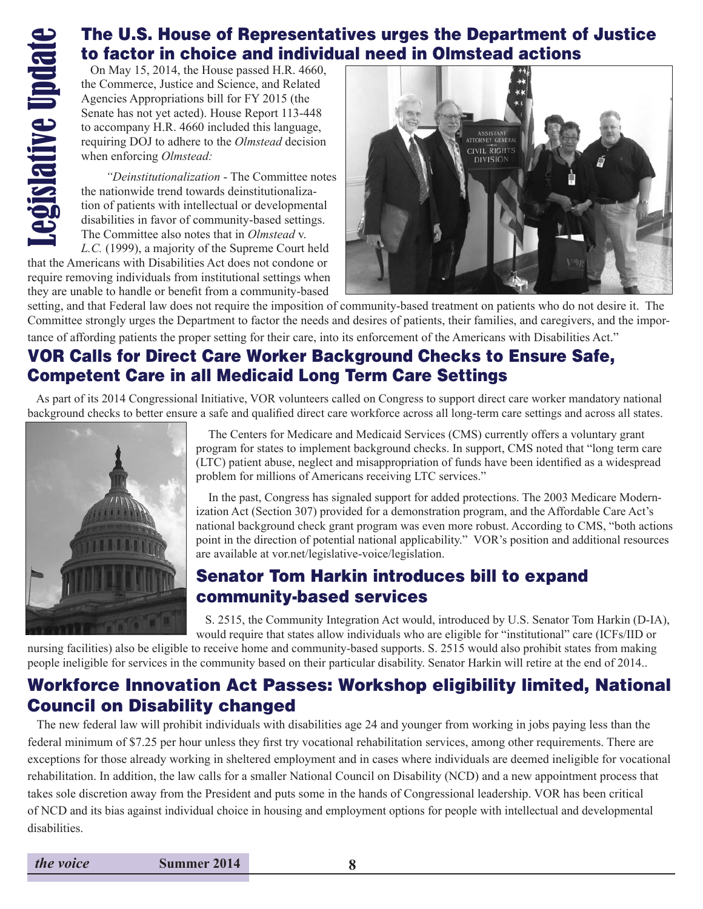Legislative Update

## The U.S. House of Representatives urges the Department of Justice to factor in choice and individual need in Olmstead actions

On May 15, 2014, the House passed H.R. 4660, the Commerce, Justice and Science, and Related Agencies Appropriations bill for FY 2015 (the Senate has not yet acted). House Report 113-448 to accompany H.R. 4660 included this language, requiring DOJ to adhere to the *Olmstead* decision when enforcing *Olmstead:*

*"Deinstitutionalization* - The Committee notes the nationwide trend towards deinstitutionalization of patients with intellectual or developmental disabilities in favor of community-based settings. The Committee also notes that in *Olmstead* v. *L.C.* (1999), a majority of the Supreme Court held that the Americans with Disabilities Act does not condone or require removing individuals from institutional settings when they are unable to handle or benefit from a community-based setting, and that Federal law does not require the imposition of community-based treatment on patients who do not desire it. The Committee strongly urges the Department to factor the needs and desires of patients, their families, and caregivers, and the importance of affording patients the proper setting for their care, into its enforcement of the Americans with Disabilities Act."

## VOR Calls for Direct Care Worker Background Checks to Ensure Safe, Competent Care in all Medicaid Long Term Care Settings

As part of its 2014 Congressional Initiative, VOR volunteers called on Congress to support direct care worker mandatory national background checks to better ensure a safe and qualified direct care workforce across all long-term care settings and across all states.

The Centers for Medicare and Medicaid Services (CMS) currently offers a voluntary grant program for states to implement background checks. In support, CMS noted that "long term care (LTC) patient abuse, neglect and misappropriation of funds have been identified as a widespread problem for millions of Americans receiving LTC services."

In the past, Congress has signaled support for added protections. The 2003 Medicare Modernization Act (Section 307) provided for a demonstration program, and the Affordable Care Act's national background check grant program was even more robust. According to CMS, "both actions point in the direction of potential national applicability." VOR's position and additional resources are available at vor.net/legislative-voice/legislation.

## Senator Tom Harkin introduces bill to expand community-based services

S. 2515, the Community Integration Act would, introduced by U.S. Senator Tom Harkin (D-IA), would require that states allow individuals who are eligible for "institutional" care (ICFs/IID or nursing facilities) also be eligible to receive home and community-based supports. S. 2515 would also prohibit states from making people ineligible for services in the community based on their particular disability. Senator Harkin will retire at the end of 2014..

## Workforce Innovation Act Passes: Workshop eligibility limited, National Council on Disability changed

The new federal law will prohibit individuals with disabilities age 24 and younger from working in jobs paying less than the federal minimum of $7.25 per hour unless they first try vocational rehabilitation services, among other requirements. There are exceptions for those already working in sheltered employment and in cases where individuals are deemed ineligible for vocational rehabilitation. In addition, the law calls for a smaller National Council on Disability (NCD) and a new appointment process that takes sole discretion away from the President and puts some in the hands of Congressional leadership. VOR has been critical of NCD and its bias against individual choice in housing and employment options for people with intellectual and developmental disabilities.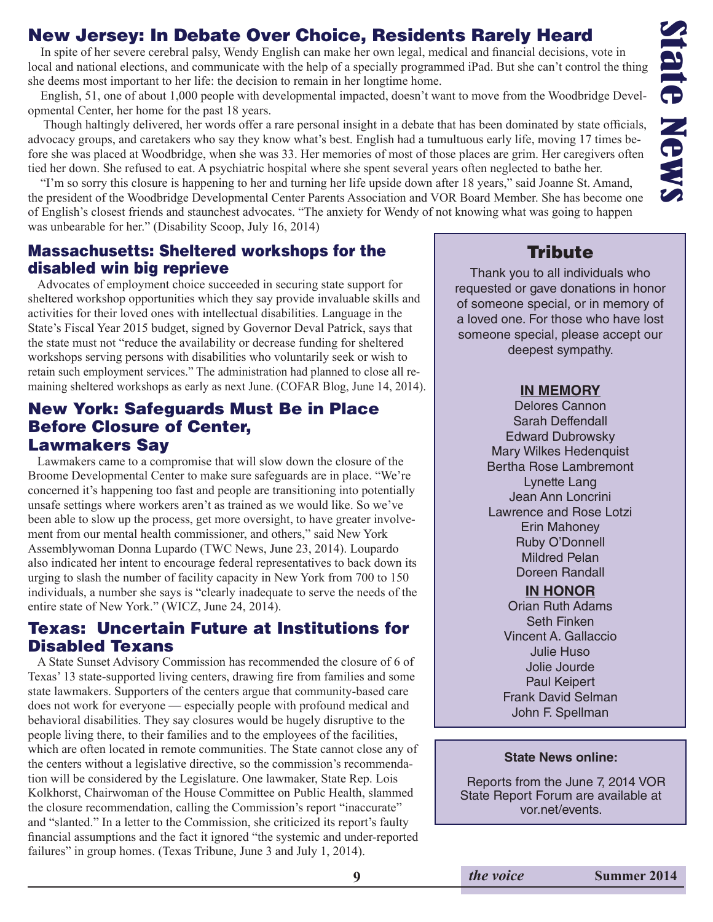## New Jersey: In Debate Over Choice, Residents Rarely Heard

In spite of her severe cerebral palsy, Wendy English can make her own legal, medical and financial decisions, vote in local and national elections, and communicate with the help of a specially programmed iPad. But she can't control the thing she deems most important to her life: the decision to remain in her longtime home.

English, 51, one of about 1,000 people with developmental impacted, doesn't want to move from the Woodbridge Developmental Center, her home for the past 18 years.

Though haltingly delivered, her words offer a rare personal insight in a debate that has been dominated by state officials, advocacy groups, and caretakers who say they know what's best. English had a tumultuous early life, moving 17 times before she was placed at Woodbridge, when she was 33. Her memories of most of those places are grim. Her caregivers often tied her down. She refused to eat. A psychiatric hospital where she spent several years often neglected to bathe her.

"I'm so sorry this closure is happening to her and turning her life upside down after 18 years," said Joanne St. Amand, the president of the Woodbridge Developmental Center Parents Association and VOR Board Member. She has become one of English's closest friends and staunchest advocates. "The anxiety for Wendy of not knowing what was going to happen was unbearable for her." (Disability Scoop, July 16, 2014)

## Massachusetts: Sheltered workshops for the disabled win big reprieve

Advocates of employment choice succeeded in securing state support for sheltered workshop opportunities which they say provide invaluable skills and activities for their loved ones with intellectual disabilities. Language in the State's Fiscal Year 2015 budget, signed by Governor Deval Patrick, says that the state must not "reduce the availability or decrease funding for sheltered workshops serving persons with disabilities who voluntarily seek or wish to retain such employment services." The administration had planned to close all remaining sheltered workshops as early as next June. (COFAR Blog, June 14, 2014).

## New York: Safeguards Must Be in Place Before Closure of Center, Lawmakers Say

Lawmakers came to a compromise that will slow down the closure of the Broome Developmental Center to make sure safeguards are in place. "We're concerned it's happening too fast and people are transitioning into potentially unsafe settings where workers aren't as trained as we would like. So we've been able to slow up the process, get more oversight, to have greater involvement from our mental health commissioner, and others," said New York Assemblywoman Donna Lupardo (TWC News, June 23, 2014). Loupardo also indicated her intent to encourage federal representatives to back down its urging to slash the number of facility capacity in New York from 700 to 150 individuals, a number she says is "clearly inadequate to serve the needs of the entire state of New York." (WICZ, June 24, 2014).

## Texas: Uncertain Future at Institutions for Disabled Texans

A State Sunset Advisory Commission has recommended the closure of 6 of Texas' 13 state-supported living centers, drawing fire from families and some state lawmakers. Supporters of the centers argue that community-based care does not work for everyone — especially people with profound medical and behavioral disabilities. They say closures would be hugely disruptive to the people living there, to their families and to the employees of the facilities, which are often located in remote communities. The State cannot close any of the centers without a legislative directive, so the commission's recommendation will be considered by the Legislature. One lawmaker, State Rep. Lois Kolkhorst, Chairwoman of the House Committee on Public Health, slammed the closure recommendation, calling the Commission's report "inaccurate" and "slanted." In a letter to the Commission, she criticized its report's faulty financial assumptions and the fact it ignored "the systemic and under-reported failures" in group homes. (Texas Tribune, June 3 and July 1, 2014).

## Tribute

Thank you to all individuals who requested or gave donations in honor of someone special, or in memory of a loved one. For those who have lost someone special, please accept our deepest sympathy.

**IN MEMORY**

Delores Cannon
Sarah Deffendall
Edward Dubrowsky
Mary Wilkes Hedenquist
Bertha Rose Lambremont
Lynette Lang
Jean Ann Loncrini
Lawrence and Rose Lotzi
Erin Mahoney
Ruby O'Donnell
Mildred Pelan
Doreen Randall

**IN HONOR**

Orian Ruth Adams
Seth Finken
Vincent A. Gallaccio
Julie Huso
Jolie Jourde
Paul Keipert
Frank David Selman
John F. Spellman

**State News online:**

Reports from the June 7, 2014 VOR State Report Forum are available at vor.net/events.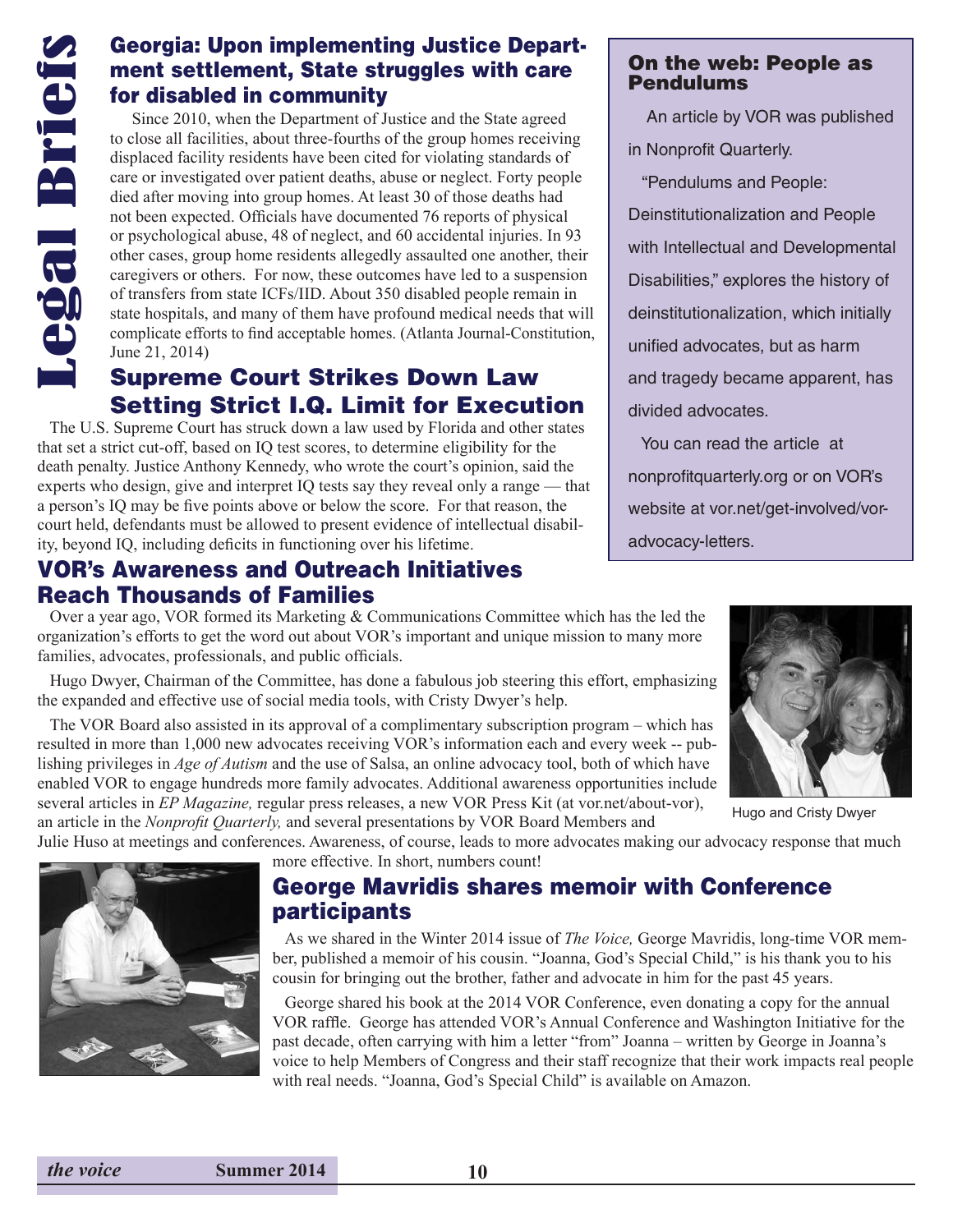# Legal Briefs

## Georgia: Upon implementing Justice Department settlement, State struggles with care for disabled in community

Since 2010, when the Department of Justice and the State agreed to close all facilities, about three-fourths of the group homes receiving displaced facility residents have been cited for violating standards of care or investigated over patient deaths, abuse or neglect. Forty people died after moving into group homes. At least 30 of those deaths had not been expected. Officials have documented 76 reports of physical or psychological abuse, 48 of neglect, and 60 accidental injuries. In 93 other cases, group home residents allegedly assaulted one another, their caregivers or others. For now, these outcomes have led to a suspension of transfers from state ICFs/IID. About 350 disabled people remain in state hospitals, and many of them have profound medical needs that will complicate efforts to find acceptable homes. (Atlanta Journal-Constitution, June 21, 2014)

## Supreme Court Strikes Down Law Setting Strict I.Q. Limit for Execution

The U.S. Supreme Court has struck down a law used by Florida and other states that set a strict cut-off, based on IQ test scores, to determine eligibility for the death penalty. Justice Anthony Kennedy, who wrote the court's opinion, said the experts who design, give and interpret IQ tests say they reveal only a range — that a person's IQ may be five points above or below the score. For that reason, the court held, defendants must be allowed to present evidence of intellectual disability, beyond IQ, including deficits in functioning over his lifetime.

## On the web: People as Pendulums

An article by VOR was published in Nonprofit Quarterly.

"Pendulums and People: Deinstitutionalization and People with Intellectual and Developmental Disabilities," explores the history of deinstitutionalization, which initially unified advocates, but as harm and tragedy became apparent, has divided advocates.

You can read the article at nonprofitquarterly.org or on VOR's website at vor.net/get-involved/vor-advocacy-letters.

## VOR's Awareness and Outreach Initiatives Reach Thousands of Families

Over a year ago, VOR formed its Marketing & Communications Committee which has the led the organization's efforts to get the word out about VOR's important and unique mission to many more families, advocates, professionals, and public officials.

Hugo Dwyer, Chairman of the Committee, has done a fabulous job steering this effort, emphasizing the expanded and effective use of social media tools, with Cristy Dwyer's help.

The VOR Board also assisted in its approval of a complimentary subscription program – which has resulted in more than 1,000 new advocates receiving VOR's information each and every week -- publishing privileges in *Age of Autism* and the use of Salsa, an online advocacy tool, both of which have enabled VOR to engage hundreds more family advocates. Additional awareness opportunities include several articles in *EP Magazine,* regular press releases, a new VOR Press Kit (at vor.net/about-vor), an article in the *Nonprofit Quarterly,* and several presentations by VOR Board Members and Julie Huso at meetings and conferences. Awareness, of course, leads to more advocates making our advocacy response that much more effective. In short, numbers count!

Hugo and Cristy Dwyer

## George Mavridis shares memoir with Conference participants

As we shared in the Winter 2014 issue of *The Voice,* George Mavridis, long-time VOR member, published a memoir of his cousin. "Joanna, God's Special Child," is his thank you to his cousin for bringing out the brother, father and advocate in him for the past 45 years.

George shared his book at the 2014 VOR Conference, even donating a copy for the annual VOR raffle. George has attended VOR's Annual Conference and Washington Initiative for the past decade, often carrying with him a letter "from" Joanna – written by George in Joanna's voice to help Members of Congress and their staff recognize that their work impacts real people with real needs. "Joanna, God's Special Child" is available on Amazon.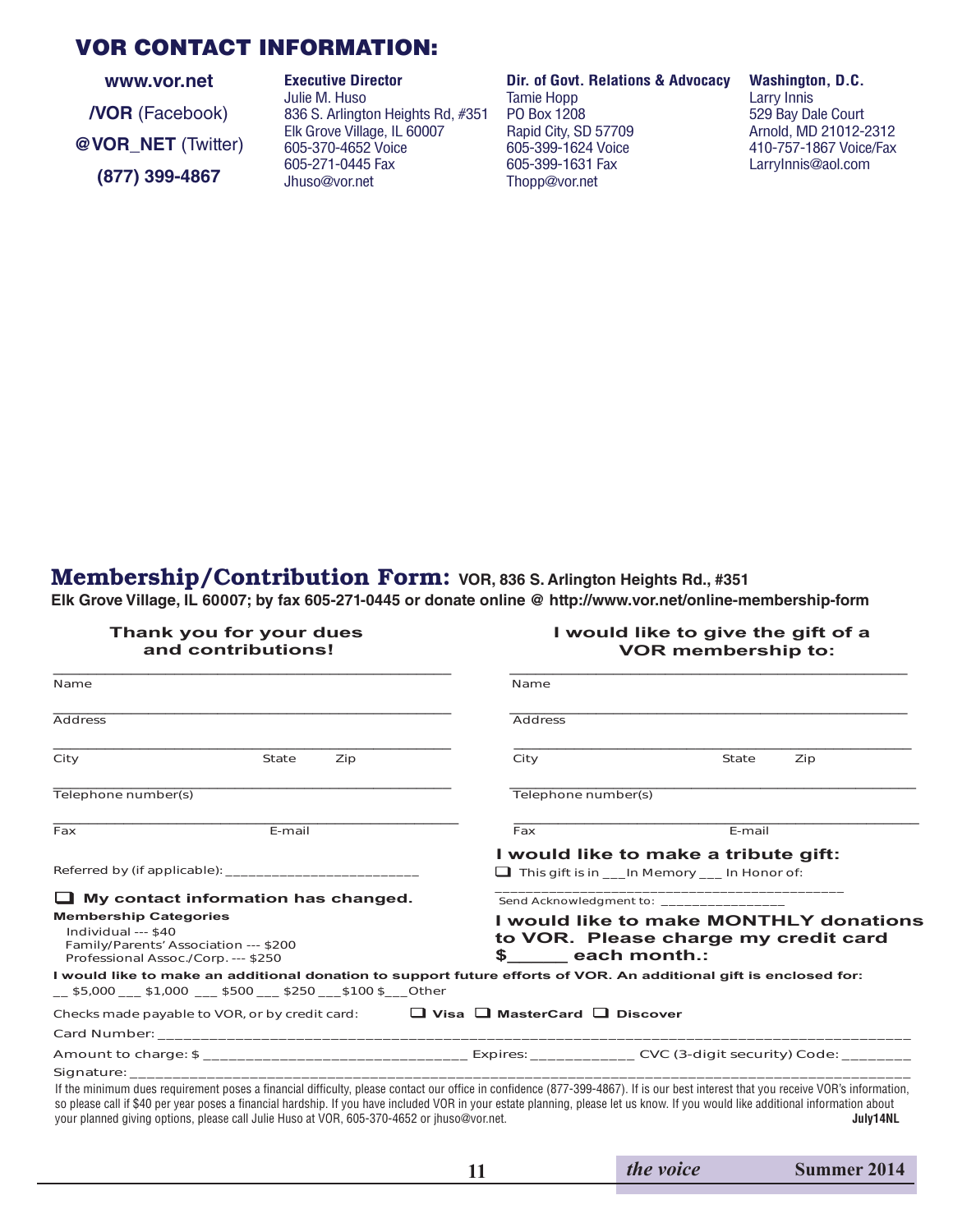## VOR CONTACT INFORMATION:

**www.vor.net**

**/VOR** (Facebook)

**@VOR_NET** (Twitter)

**(877) 399-4867**

**Executive Director**
Julie M. Huso
836 S. Arlington Heights Rd, #351
Elk Grove Village, IL 60007
605-370-4652 Voice
605-271-0445 Fax
Jhuso@vor.net

**Dir. of Govt. Relations & Advocacy**
Tamie Hopp
PO Box 1208
Rapid City, SD 57709
605-399-1624 Voice
605-399-1631 Fax
Thopp@vor.net

**Washington, D.C.**
Larry Innis
529 Bay Dale Court
Arnold, MD 21012-2312
410-757-1867 Voice/Fax
LarryInnis@aol.com

## Membership/Contribution Form: VOR, 836 S. Arlington Heights Rd., #351

**Elk Grove Village, IL 60007; by fax 605-271-0445 or donate online @ http://www.vor.net/online-membership-form**

**Thank you for your dues and contributions!**

______________________________
Name

______________________________
Address

______________________________
City State Zip

______________________________
Telephone number(s)

______________________________
Fax E-mail

Referred by (if applicable): ________________________

❑ **My contact information has changed.**

**Membership Categories**
Individual --- $40
Family/Parents' Association --- $200
Professional Assoc./Corp. --- $250

**I would like to give the gift of a VOR membership to:**

______________________________
Name

______________________________
Address

______________________________
City State Zip

______________________________
Telephone number(s)

______________________________
Fax E-mail

**I would like to make a tribute gift:**

❑ This gift is in ___In Memory ___ In Honor of:

____________________________________________

Send Acknowledgment to: _______________

**I would like to make MONTHLY donations to VOR. Please charge my credit card $______ each month.:**

**I would like to make an additional donation to support future efforts of VOR. An additional gift is enclosed for:**
__ $5,000 ___ $1,000 ___ $500 ___ $250 ___$100 $___Other

Checks made payable to VOR, or by credit card: ❑ **Visa** ❑ **MasterCard** ❑ **Discover**

Card Number: ____________________________________________

Amount to charge: $ ______________________________ Expires: ____________ CVC (3-digit security) Code: ________

Signature: ____________________________________________

If the minimum dues requirement poses a financial difficulty, please contact our office in confidence (877-399-4867). If is our best interest that you receive VOR's information, so please call if $40 per year poses a financial hardship. If you have included VOR in your estate planning, please let us know. If you would like additional information about your planned giving options, please call Julie Huso at VOR, 605-370-4652 or jhuso@vor.net.

**July14NL**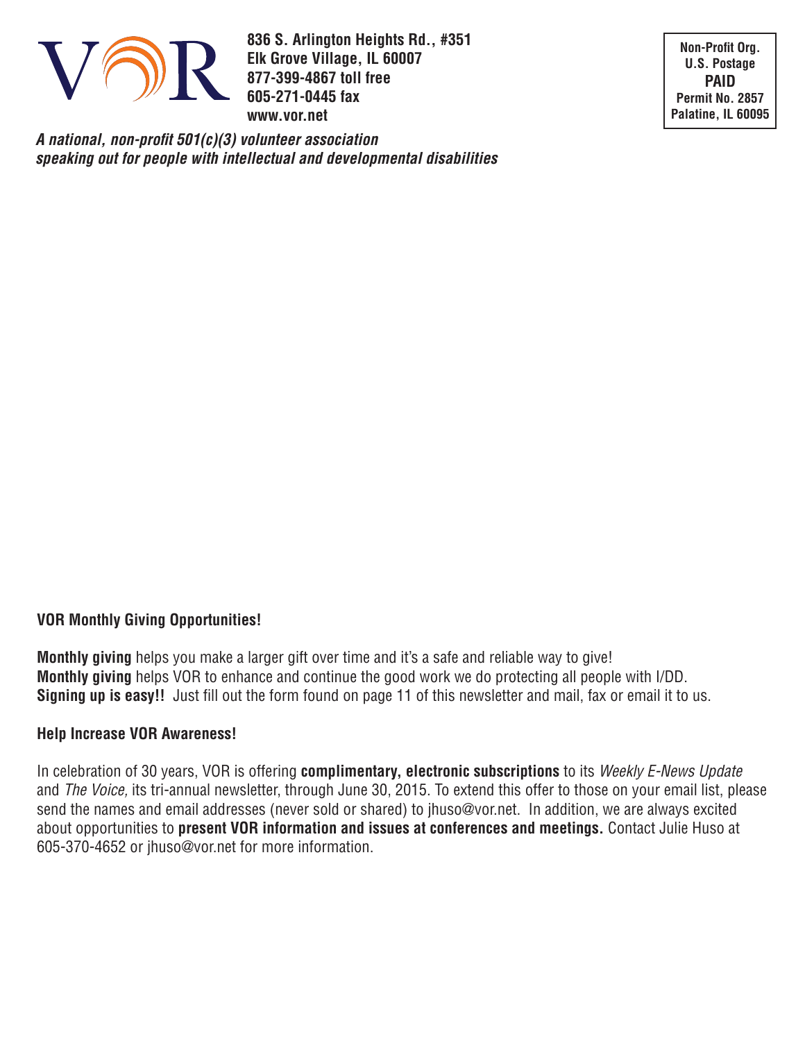VOR

**836 S. Arlington Heights Rd., #351**
**Elk Grove Village, IL 60007**
**877-399-4867 toll free**
**605-271-0445 fax**
**www.vor.net**

**Non-Profit Org.**
**U.S. Postage**
**PAID**
**Permit No. 2857**
**Palatine, IL 60095**

***A national, non-profit 501(c)(3) volunteer association speaking out for people with intellectual and developmental disabilities***

**VOR Monthly Giving Opportunities!**

**Monthly giving** helps you make a larger gift over time and it's a safe and reliable way to give!
**Monthly giving** helps VOR to enhance and continue the good work we do protecting all people with I/DD.
**Signing up is easy!!** Just fill out the form found on page 11 of this newsletter and mail, fax or email it to us.

**Help Increase VOR Awareness!**

In celebration of 30 years, VOR is offering **complimentary, electronic subscriptions** to its *Weekly E-News Update* and *The Voice,* its tri-annual newsletter, through June 30, 2015. To extend this offer to those on your email list, please send the names and email addresses (never sold or shared) to jhuso@vor.net. In addition, we are always excited about opportunities to **present VOR information and issues at conferences and meetings.** Contact Julie Huso at 605-370-4652 or jhuso@vor.net for more information.